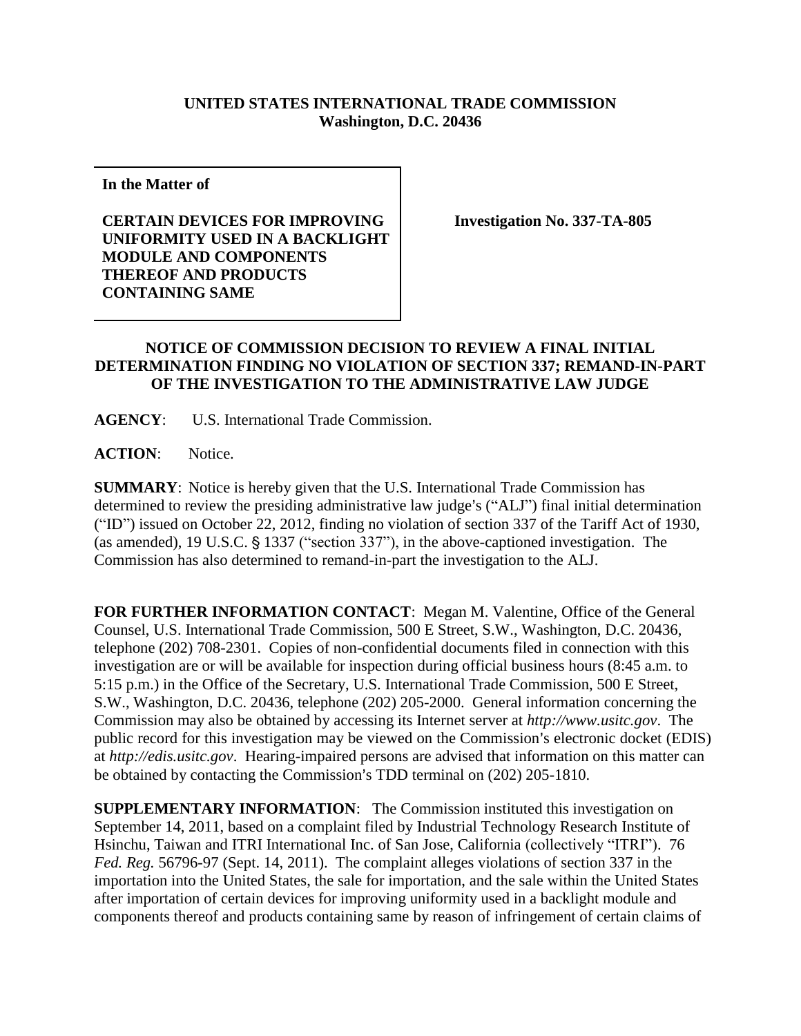**UNITED STATES INTERNATIONAL TRADE COMMISSION**
**Washington, D.C. 20436**

| **In the Matter of**<br><br>**CERTAIN DEVICES FOR IMPROVING UNIFORMITY USED IN A BACKLIGHT MODULE AND COMPONENTS THEREOF AND PRODUCTS CONTAINING SAME** | **Investigation No. 337-TA-805** |
|---|---|

## NOTICE OF COMMISSION DECISION TO REVIEW A FINAL INITIAL DETERMINATION FINDING NO VIOLATION OF SECTION 337; REMAND-IN-PART OF THE INVESTIGATION TO THE ADMINISTRATIVE LAW JUDGE

**AGENCY**: U.S. International Trade Commission.

**ACTION**: Notice.

**SUMMARY**: Notice is hereby given that the U.S. International Trade Commission has determined to review the presiding administrative law judge's ("ALJ") final initial determination ("ID") issued on October 22, 2012, finding no violation of section 337 of the Tariff Act of 1930, (as amended), 19 U.S.C. § 1337 ("section 337"), in the above-captioned investigation. The Commission has also determined to remand-in-part the investigation to the ALJ.

**FOR FURTHER INFORMATION CONTACT**: Megan M. Valentine, Office of the General Counsel, U.S. International Trade Commission, 500 E Street, S.W., Washington, D.C. 20436, telephone (202) 708-2301. Copies of non-confidential documents filed in connection with this investigation are or will be available for inspection during official business hours (8:45 a.m. to 5:15 p.m.) in the Office of the Secretary, U.S. International Trade Commission, 500 E Street, S.W., Washington, D.C. 20436, telephone (202) 205-2000. General information concerning the Commission may also be obtained by accessing its Internet server at *http://www.usitc.gov*. The public record for this investigation may be viewed on the Commission's electronic docket (EDIS) at *http://edis.usitc.gov*. Hearing-impaired persons are advised that information on this matter can be obtained by contacting the Commission's TDD terminal on (202) 205-1810.

**SUPPLEMENTARY INFORMATION**: The Commission instituted this investigation on September 14, 2011, based on a complaint filed by Industrial Technology Research Institute of Hsinchu, Taiwan and ITRI International Inc. of San Jose, California (collectively "ITRI"). 76 *Fed. Reg.* 56796-97 (Sept. 14, 2011). The complaint alleges violations of section 337 in the importation into the United States, the sale for importation, and the sale within the United States after importation of certain devices for improving uniformity used in a backlight module and components thereof and products containing same by reason of infringement of certain claims of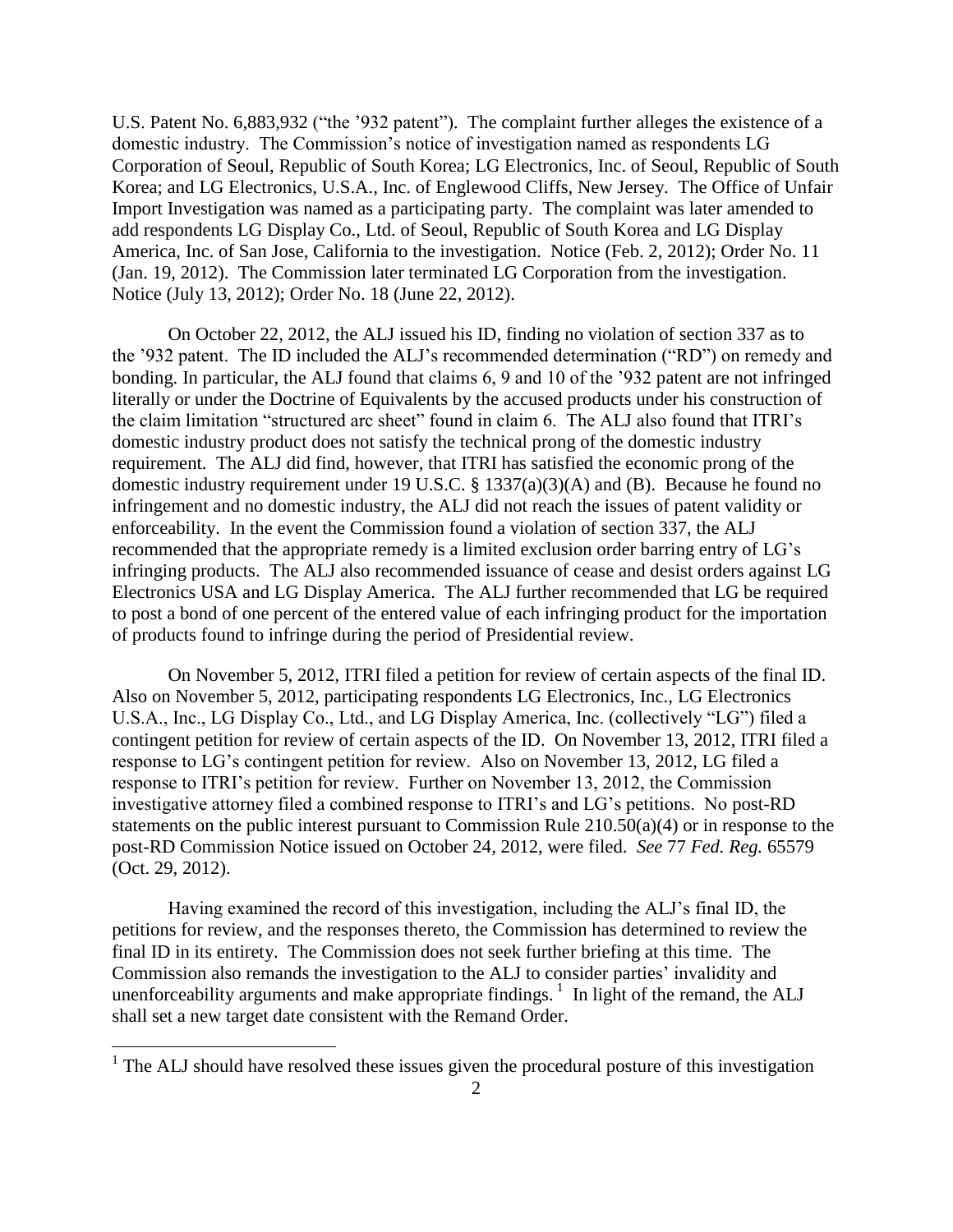U.S. Patent No. 6,883,932 ("the '932 patent"). The complaint further alleges the existence of a domestic industry. The Commission's notice of investigation named as respondents LG Corporation of Seoul, Republic of South Korea; LG Electronics, Inc. of Seoul, Republic of South Korea; and LG Electronics, U.S.A., Inc. of Englewood Cliffs, New Jersey. The Office of Unfair Import Investigation was named as a participating party. The complaint was later amended to add respondents LG Display Co., Ltd. of Seoul, Republic of South Korea and LG Display America, Inc. of San Jose, California to the investigation. Notice (Feb. 2, 2012); Order No. 11 (Jan. 19, 2012). The Commission later terminated LG Corporation from the investigation. Notice (July 13, 2012); Order No. 18 (June 22, 2012).

On October 22, 2012, the ALJ issued his ID, finding no violation of section 337 as to the '932 patent. The ID included the ALJ's recommended determination ("RD") on remedy and bonding. In particular, the ALJ found that claims 6, 9 and 10 of the '932 patent are not infringed literally or under the Doctrine of Equivalents by the accused products under his construction of the claim limitation "structured arc sheet" found in claim 6. The ALJ also found that ITRI's domestic industry product does not satisfy the technical prong of the domestic industry requirement. The ALJ did find, however, that ITRI has satisfied the economic prong of the domestic industry requirement under 19 U.S.C. § 1337(a)(3)(A) and (B). Because he found no infringement and no domestic industry, the ALJ did not reach the issues of patent validity or enforceability. In the event the Commission found a violation of section 337, the ALJ recommended that the appropriate remedy is a limited exclusion order barring entry of LG's infringing products. The ALJ also recommended issuance of cease and desist orders against LG Electronics USA and LG Display America. The ALJ further recommended that LG be required to post a bond of one percent of the entered value of each infringing product for the importation of products found to infringe during the period of Presidential review.

On November 5, 2012, ITRI filed a petition for review of certain aspects of the final ID. Also on November 5, 2012, participating respondents LG Electronics, Inc., LG Electronics U.S.A., Inc., LG Display Co., Ltd., and LG Display America, Inc. (collectively "LG") filed a contingent petition for review of certain aspects of the ID. On November 13, 2012, ITRI filed a response to LG's contingent petition for review. Also on November 13, 2012, LG filed a response to ITRI's petition for review. Further on November 13, 2012, the Commission investigative attorney filed a combined response to ITRI's and LG's petitions. No post-RD statements on the public interest pursuant to Commission Rule 210.50(a)(4) or in response to the post-RD Commission Notice issued on October 24, 2012, were filed. *See* 77 *Fed. Reg.* 65579 (Oct. 29, 2012).

Having examined the record of this investigation, including the ALJ's final ID, the petitions for review, and the responses thereto, the Commission has determined to review the final ID in its entirety. The Commission does not seek further briefing at this time. The Commission also remands the investigation to the ALJ to consider parties' invalidity and unenforceability arguments and make appropriate findings. [1] In light of the remand, the ALJ shall set a new target date consistent with the Remand Order.

[1] The ALJ should have resolved these issues given the procedural posture of this investigation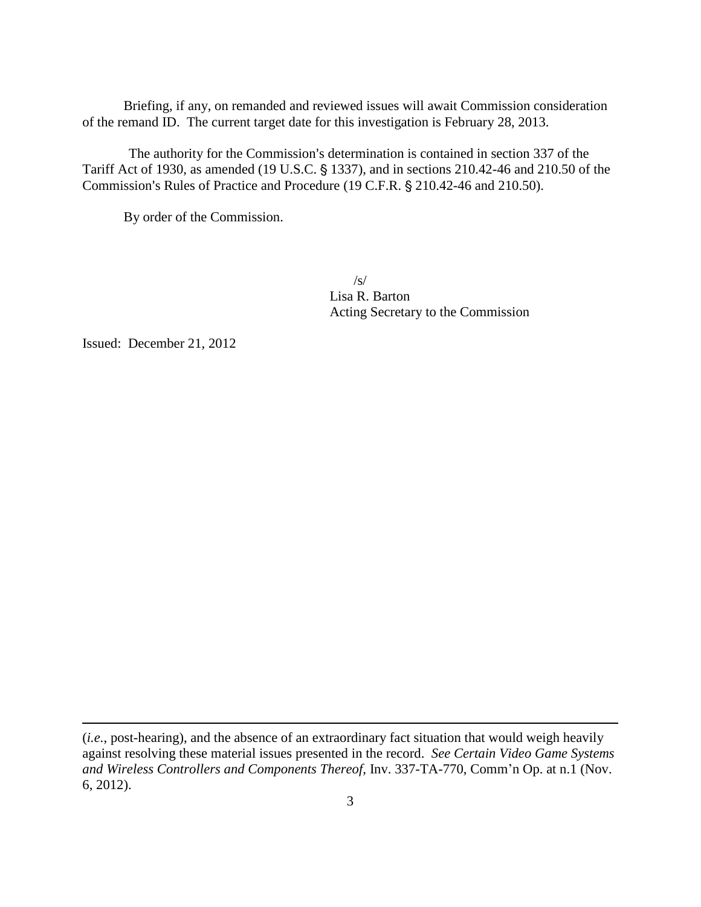Briefing, if any, on remanded and reviewed issues will await Commission consideration of the remand ID. The current target date for this investigation is February 28, 2013.

The authority for the Commission's determination is contained in section 337 of the Tariff Act of 1930, as amended (19 U.S.C. § 1337), and in sections 210.42-46 and 210.50 of the Commission's Rules of Practice and Procedure (19 C.F.R. § 210.42-46 and 210.50).

By order of the Commission.

/s/
Lisa R. Barton
Acting Secretary to the Commission

Issued: December 21, 2012

---

(*i.e.*, post-hearing), and the absence of an extraordinary fact situation that would weigh heavily against resolving these material issues presented in the record. *See Certain Video Game Systems and Wireless Controllers and Components Thereof*, Inv. 337-TA-770, Comm'n Op. at n.1 (Nov. 6, 2012).